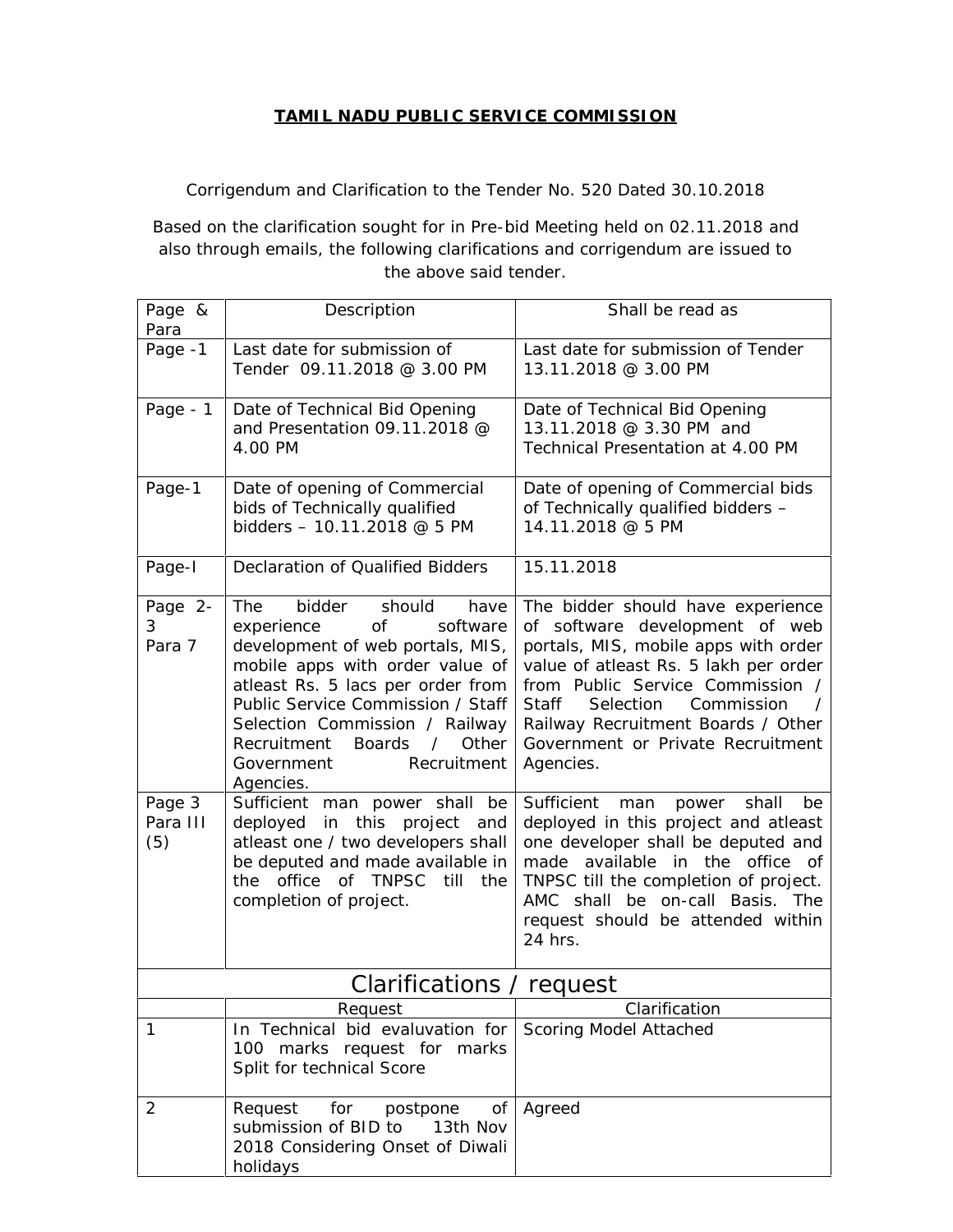# TAMIL NADU PUBLIC SERVICE COMMISSION

Corrigendum and Clarification to the Tender No. 520 Dated 30.10.2018

Based on the clarification sought for in Pre-bid Meeting held on 02.11.2018 and also through emails, the following clarifications and corrigendum are issued to the above said tender.

| Page & Para | Description | Shall be read as |
|---|---|---|
| Page -1 | Last date for submission of Tender 09.11.2018 @ 3.00 PM | Last date for submission of Tender 13.11.2018 @ 3.00 PM |
| Page - 1 | Date of Technical Bid Opening and Presentation 09.11.2018 @ 4.00 PM | Date of Technical Bid Opening 13.11.2018 @ 3.30 PM and Technical Presentation at 4.00 PM |
| Page-1 | Date of opening of Commercial bids of Technically qualified bidders – 10.11.2018 @ 5 PM | Date of opening of Commercial bids of Technically qualified bidders – 14.11.2018 @ 5 PM |
| Page-I | Declaration of Qualified Bidders | 15.11.2018 |
| Page 2-3 Para 7 | The bidder should have experience of software development of web portals, MIS, mobile apps with order value of atleast Rs. 5 lacs per order from Public Service Commission / Staff Selection Commission / Railway Recruitment Boards / Other Government Recruitment Agencies. | The bidder should have experience of software development of web portals, MIS, mobile apps with order value of atleast Rs. 5 lakh per order from Public Service Commission / Staff Selection Commission / Railway Recruitment Boards / Other Government or Private Recruitment Agencies. |
| Page 3 Para III (5) | Sufficient man power shall be deployed in this project and atleast one / two developers shall be deputed and made available in the office of TNPSC till the completion of project. | Sufficient man power shall be deployed in this project and atleast one developer shall be deputed and made available in the office of TNPSC till the completion of project. AMC shall be on-call Basis. The request should be attended within 24 hrs. |

## Clarifications / request

| | Request | Clarification |
|---|---|---|
| 1 | In Technical bid evaluvation for 100 marks request for marks Split for technical Score | Scoring Model Attached |
| 2 | Request for postpone of submission of BID to 13th Nov 2018 Considering Onset of Diwali holidays | Agreed |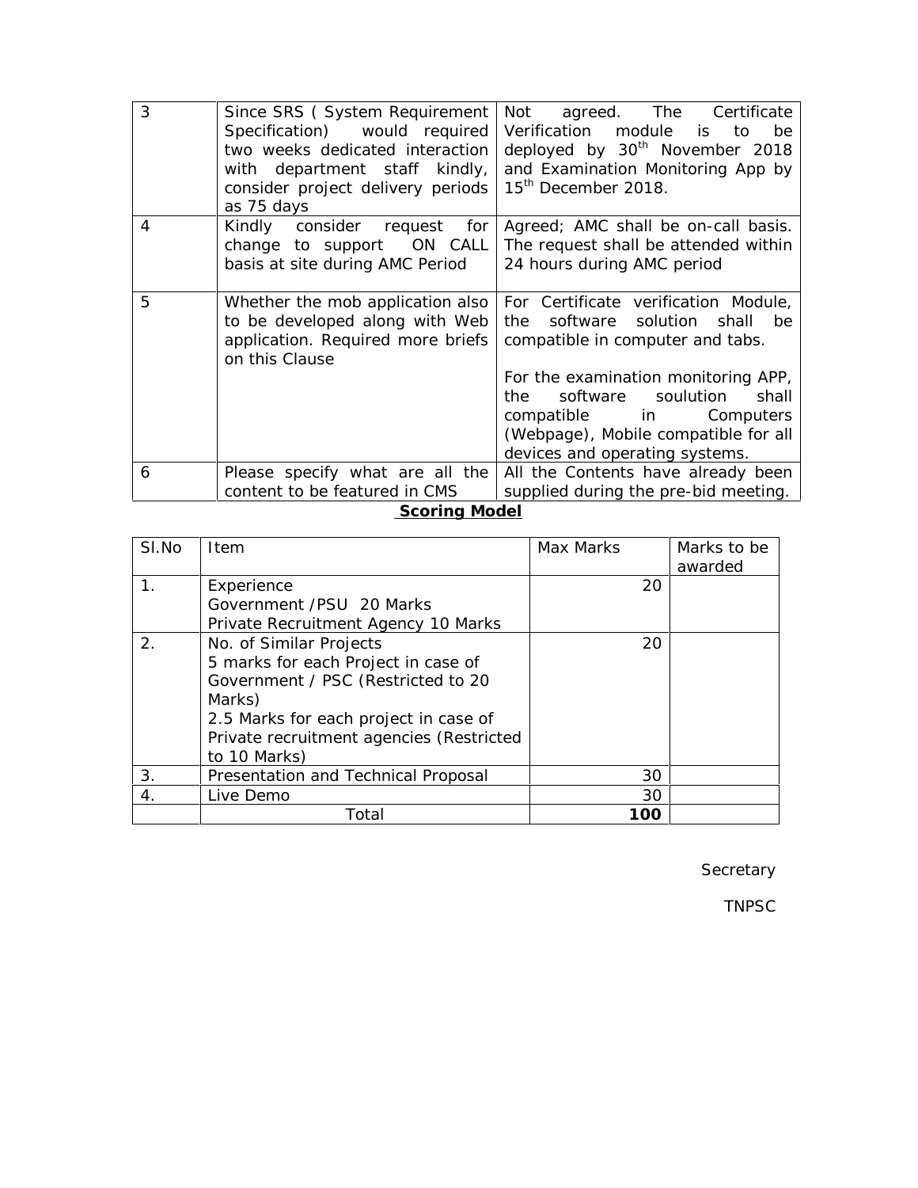| | | |
|---|---|---|
| 3 | Since SRS ( System Requirement Specification) would required two weeks dedicated interaction with department staff kindly, consider project delivery periods as 75 days | Not agreed. The Certificate Verification module is to be deployed by 30th November 2018 and Examination Monitoring App by 15th December 2018. |
| 4 | Kindly consider request for change to support ON CALL basis at site during AMC Period | Agreed; AMC shall be on-call basis. The request shall be attended within 24 hours during AMC period |
| 5 | Whether the mob application also to be developed along with Web application. Required more briefs on this Clause | For Certificate verification Module, the software solution shall be compatible in computer and tabs.<br><br>For the examination monitoring APP, the software soulution shall compatible in Computers (Webpage), Mobile compatible for all devices and operating systems. |
| 6 | Please specify what are all the content to be featured in CMS | All the Contents have already been supplied during the pre-bid meeting. |

**Scoring Model**

| Sl.No | Item | Max Marks | Marks to be awarded |
|---|---|---|---|
| 1. | Experience<br>Government /PSU 20 Marks<br>Private Recruitment Agency 10 Marks | 20 | |
| 2. | No. of Similar Projects<br>5 marks for each Project in case of Government / PSC (Restricted to 20 Marks)<br>2.5 Marks for each project in case of Private recruitment agencies (Restricted to 10 Marks) | 20 | |
| 3. | Presentation and Technical Proposal | 30 | |
| 4. | Live Demo | 30 | |
| | Total | **100** | |

Secretary

TNPSC